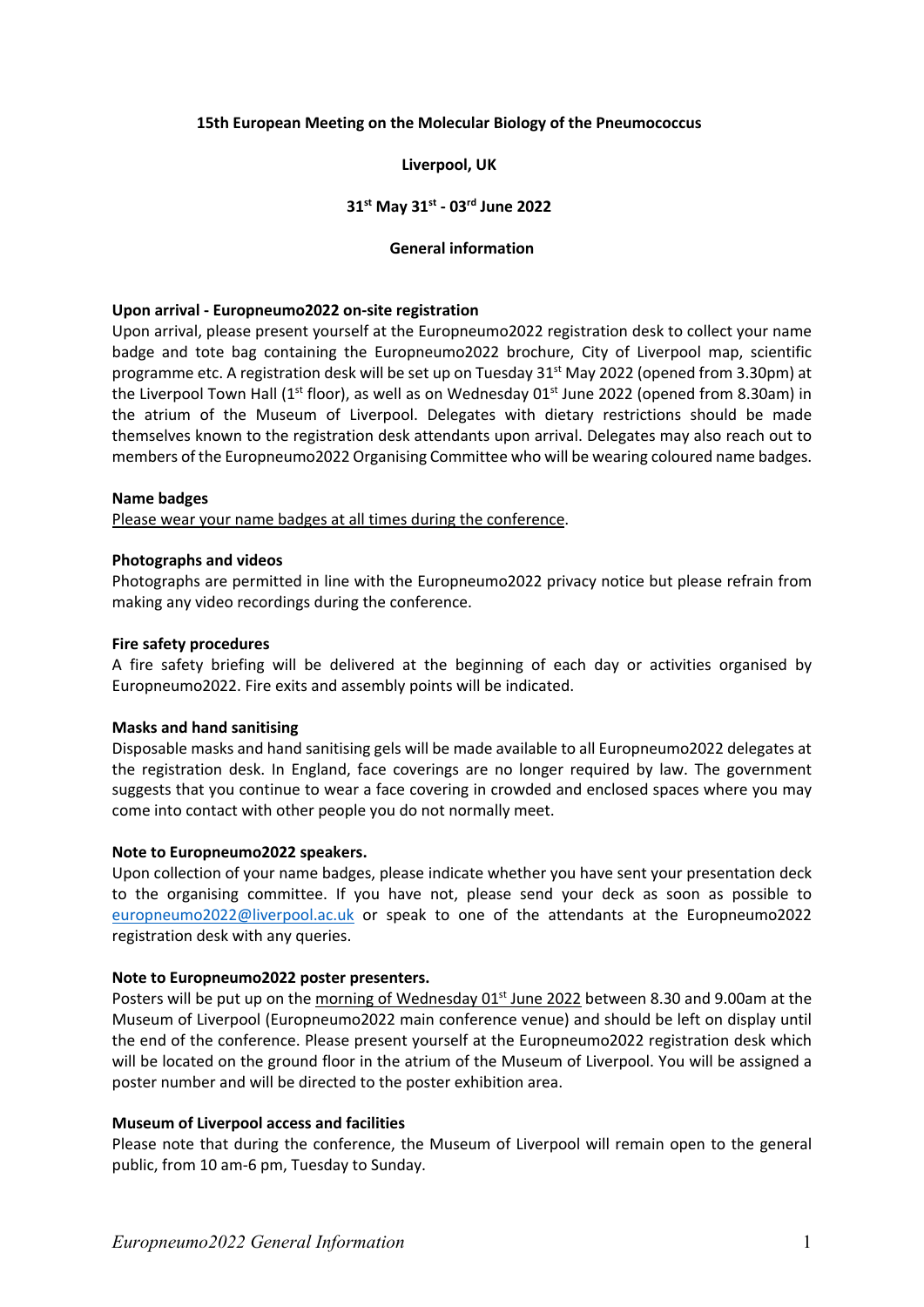**15th European Meeting on the Molecular Biology of the Pneumococcus**

**Liverpool, UK**

**31st May 31st - 03rd June 2022**

**General information**

**Upon arrival - Europneumo2022 on-site registration**

Upon arrival, please present yourself at the Europneumo2022 registration desk to collect your name badge and tote bag containing the Europneumo2022 brochure, City of Liverpool map, scientific programme etc. A registration desk will be set up on Tuesday 31st May 2022 (opened from 3.30pm) at the Liverpool Town Hall (1st floor), as well as on Wednesday 01st June 2022 (opened from 8.30am) in the atrium of the Museum of Liverpool. Delegates with dietary restrictions should be made themselves known to the registration desk attendants upon arrival. Delegates may also reach out to members of the Europneumo2022 Organising Committee who will be wearing coloured name badges.

**Name badges**

Please wear your name badges at all times during the conference.

**Photographs and videos**

Photographs are permitted in line with the Europneumo2022 privacy notice but please refrain from making any video recordings during the conference.

**Fire safety procedures**

A fire safety briefing will be delivered at the beginning of each day or activities organised by Europneumo2022. Fire exits and assembly points will be indicated.

**Masks and hand sanitising**

Disposable masks and hand sanitising gels will be made available to all Europneumo2022 delegates at the registration desk. In England, face coverings are no longer required by law. The government suggests that you continue to wear a face covering in crowded and enclosed spaces where you may come into contact with other people you do not normally meet.

**Note to Europneumo2022 speakers.**

Upon collection of your name badges, please indicate whether you have sent your presentation deck to the organising committee. If you have not, please send your deck as soon as possible to europneumo2022@liverpool.ac.uk or speak to one of the attendants at the Europneumo2022 registration desk with any queries.

**Note to Europneumo2022 poster presenters.**

Posters will be put up on the morning of Wednesday 01st June 2022 between 8.30 and 9.00am at the Museum of Liverpool (Europneumo2022 main conference venue) and should be left on display until the end of the conference. Please present yourself at the Europneumo2022 registration desk which will be located on the ground floor in the atrium of the Museum of Liverpool. You will be assigned a poster number and will be directed to the poster exhibition area.

**Museum of Liverpool access and facilities**

Please note that during the conference, the Museum of Liverpool will remain open to the general public, from 10 am-6 pm, Tuesday to Sunday.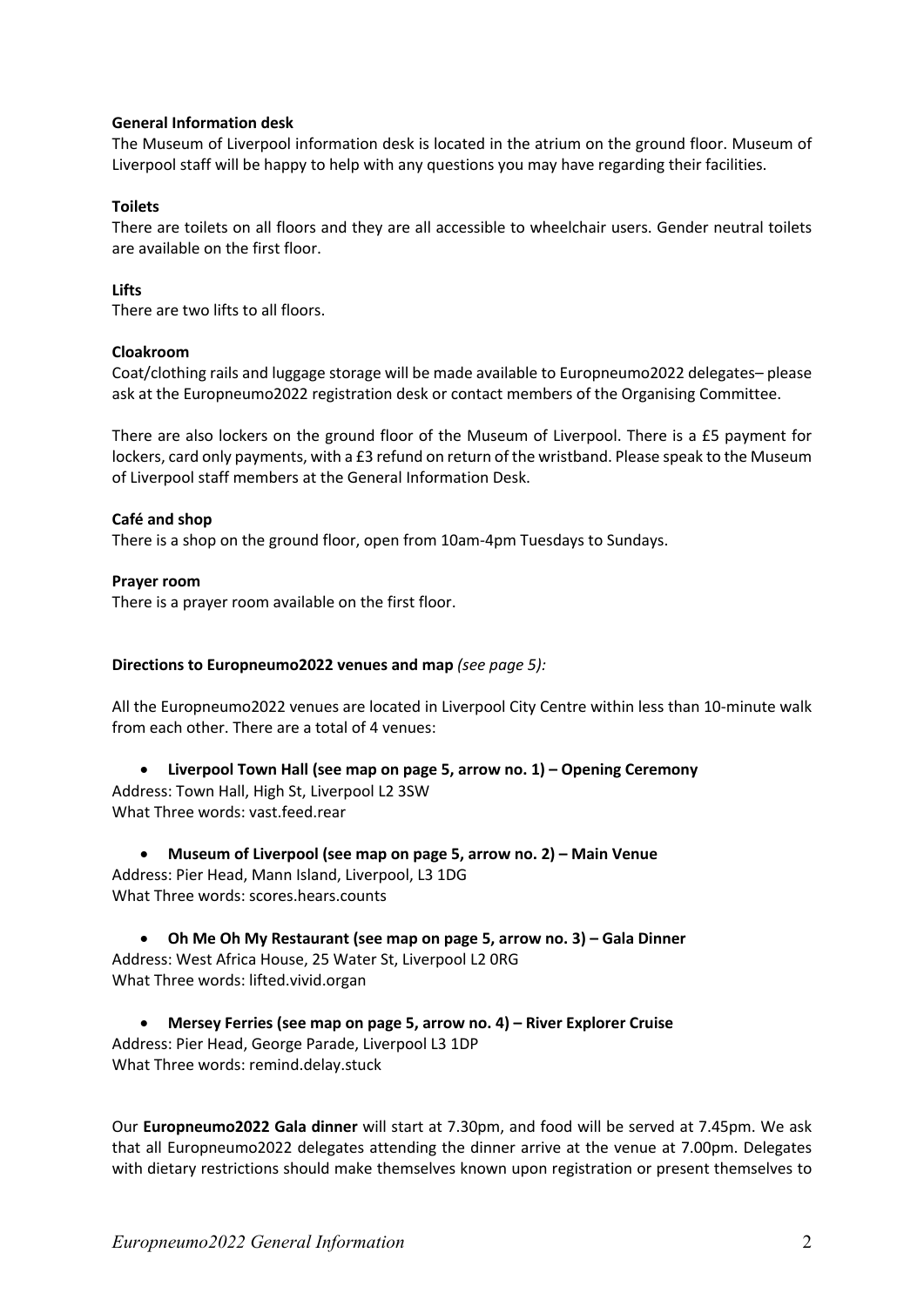**General Information desk**

The Museum of Liverpool information desk is located in the atrium on the ground floor. Museum of Liverpool staff will be happy to help with any questions you may have regarding their facilities.

**Toilets**

There are toilets on all floors and they are all accessible to wheelchair users. Gender neutral toilets are available on the first floor.

**Lifts**

There are two lifts to all floors.

**Cloakroom**

Coat/clothing rails and luggage storage will be made available to Europneumo2022 delegates– please ask at the Europneumo2022 registration desk or contact members of the Organising Committee.

There are also lockers on the ground floor of the Museum of Liverpool. There is a £5 payment for lockers, card only payments, with a £3 refund on return of the wristband. Please speak to the Museum of Liverpool staff members at the General Information Desk.

**Café and shop**

There is a shop on the ground floor, open from 10am-4pm Tuesdays to Sundays.

**Prayer room**

There is a prayer room available on the first floor.

**Directions to Europneumo2022 venues and map** *(see page 5):*

All the Europneumo2022 venues are located in Liverpool City Centre within less than 10-minute walk from each other. There are a total of 4 venues:

- **Liverpool Town Hall (see map on page 5, arrow no. 1) – Opening Ceremony**

Address: Town Hall, High St, Liverpool L2 3SW
What Three words: vast.feed.rear

- **Museum of Liverpool (see map on page 5, arrow no. 2) – Main Venue**

Address: Pier Head, Mann Island, Liverpool, L3 1DG
What Three words: scores.hears.counts

- **Oh Me Oh My Restaurant (see map on page 5, arrow no. 3) – Gala Dinner**

Address: West Africa House, 25 Water St, Liverpool L2 0RG
What Three words: lifted.vivid.organ

- **Mersey Ferries (see map on page 5, arrow no. 4) – River Explorer Cruise**

Address: Pier Head, George Parade, Liverpool L3 1DP
What Three words: remind.delay.stuck

Our **Europneumo2022 Gala dinner** will start at 7.30pm, and food will be served at 7.45pm. We ask that all Europneumo2022 delegates attending the dinner arrive at the venue at 7.00pm. Delegates with dietary restrictions should make themselves known upon registration or present themselves to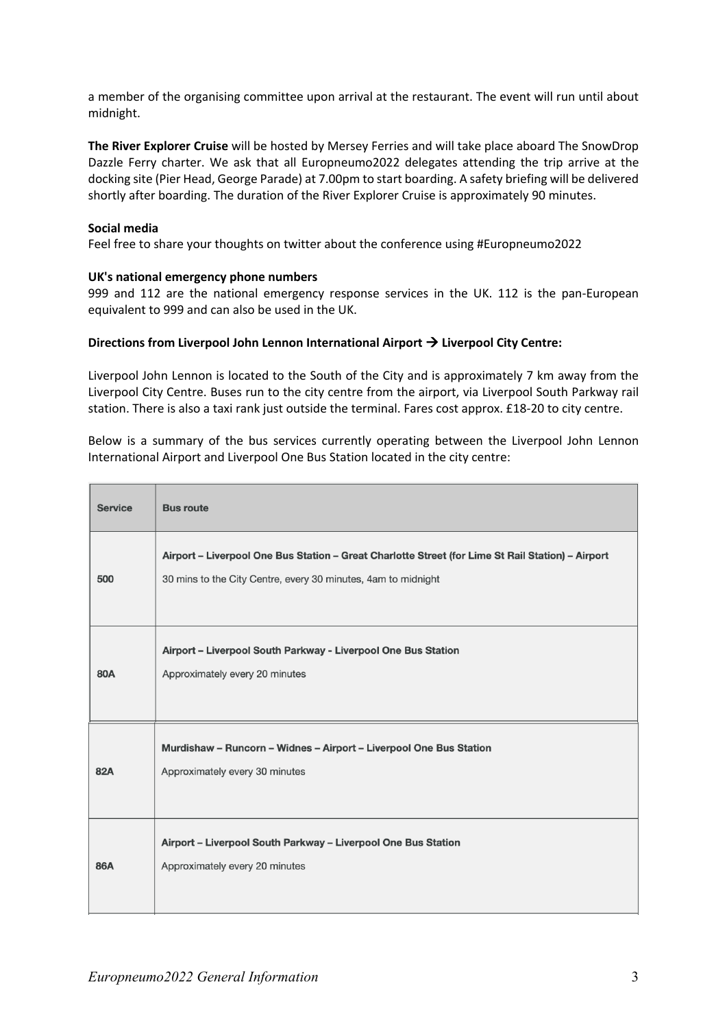a member of the organising committee upon arrival at the restaurant. The event will run until about midnight.

**The River Explorer Cruise** will be hosted by Mersey Ferries and will take place aboard The SnowDrop Dazzle Ferry charter. We ask that all Europneumo2022 delegates attending the trip arrive at the docking site (Pier Head, George Parade) at 7.00pm to start boarding. A safety briefing will be delivered shortly after boarding. The duration of the River Explorer Cruise is approximately 90 minutes.

**Social media**

Feel free to share your thoughts on twitter about the conference using #Europneumo2022

**UK's national emergency phone numbers**

999 and 112 are the national emergency response services in the UK. 112 is the pan-European equivalent to 999 and can also be used in the UK.

**Directions from Liverpool John Lennon International Airport → Liverpool City Centre:**

Liverpool John Lennon is located to the South of the City and is approximately 7 km away from the Liverpool City Centre. Buses run to the city centre from the airport, via Liverpool South Parkway rail station. There is also a taxi rank just outside the terminal. Fares cost approx. £18-20 to city centre.

Below is a summary of the bus services currently operating between the Liverpool John Lennon International Airport and Liverpool One Bus Station located in the city centre:

| Service | Bus route |
|---|---|
| 500 | **Airport – Liverpool One Bus Station – Great Charlotte Street (for Lime St Rail Station) – Airport**<br>30 mins to the City Centre, every 30 minutes, 4am to midnight |
| 80A | **Airport – Liverpool South Parkway - Liverpool One Bus Station**<br>Approximately every 20 minutes |
| 82A | **Murdishaw – Runcorn – Widnes – Airport – Liverpool One Bus Station**<br>Approximately every 30 minutes |
| 86A | **Airport – Liverpool South Parkway – Liverpool One Bus Station**<br>Approximately every 20 minutes |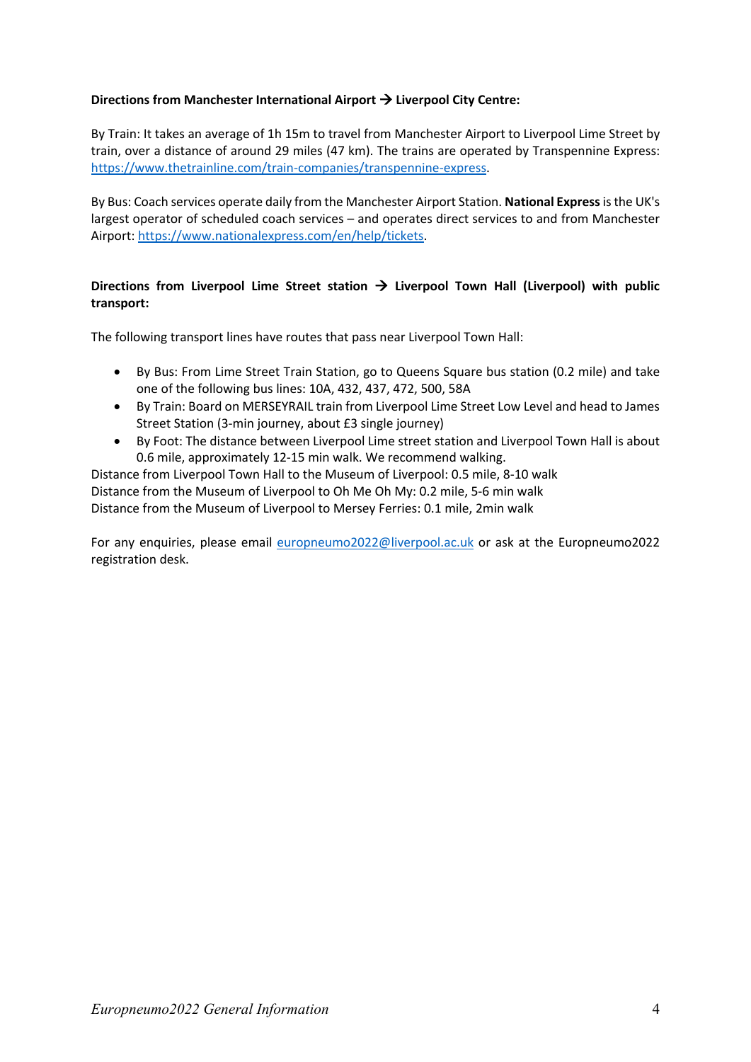**Directions from Manchester International Airport → Liverpool City Centre:**

By Train: It takes an average of 1h 15m to travel from Manchester Airport to Liverpool Lime Street by train, over a distance of around 29 miles (47 km). The trains are operated by Transpennine Express: [https://www.thetrainline.com/train-companies/transpennine-express](https://www.thetrainline.com/train-companies/transpennine-express).

By Bus: Coach services operate daily from the Manchester Airport Station. **National Express** is the UK's largest operator of scheduled coach services – and operates direct services to and from Manchester Airport: [https://www.nationalexpress.com/en/help/tickets](https://www.nationalexpress.com/en/help/tickets).

**Directions from Liverpool Lime Street station → Liverpool Town Hall (Liverpool) with public transport:**

The following transport lines have routes that pass near Liverpool Town Hall:

- By Bus: From Lime Street Train Station, go to Queens Square bus station (0.2 mile) and take one of the following bus lines: 10A, 432, 437, 472, 500, 58A
- By Train: Board on MERSEYRAIL train from Liverpool Lime Street Low Level and head to James Street Station (3-min journey, about £3 single journey)
- By Foot: The distance between Liverpool Lime street station and Liverpool Town Hall is about 0.6 mile, approximately 12-15 min walk. We recommend walking.

Distance from Liverpool Town Hall to the Museum of Liverpool: 0.5 mile, 8-10 walk
Distance from the Museum of Liverpool to Oh Me Oh My: 0.2 mile, 5-6 min walk
Distance from the Museum of Liverpool to Mersey Ferries: 0.1 mile, 2min walk

For any enquiries, please email [europneumo2022@liverpool.ac.uk](mailto:europneumo2022@liverpool.ac.uk) or ask at the Europneumo2022 registration desk.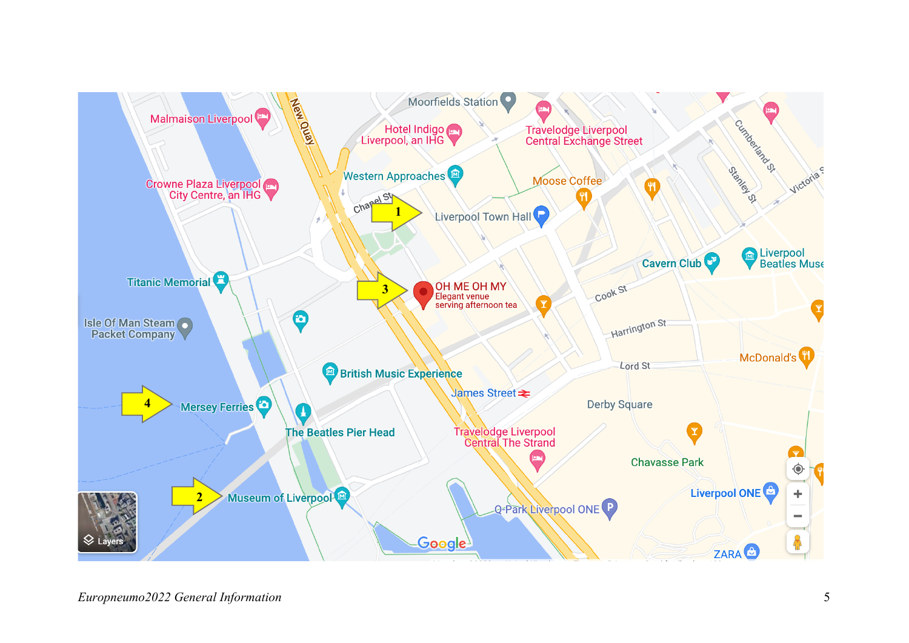Malmaison Liverpool

New Quay

Moorfields Station

Hotel Indigo Liverpool, an IHG

Travelodge Liverpool Central Exchange Street

Crowne Plaza Liverpool City Centre, an IHG

Western Approaches

Moose Coffee

Chapel St

1

Liverpool Town Hall

Cumberland St

Stanley St

Victoria St

Cavern Club

Liverpool Beatles Muse

Titanic Memorial

3

OH ME OH MY
Elegant venue
serving afternoon tea

Cook St

Harrington St

Isle Of Man Steam Packet Company

British Music Experience

Lord St

McDonald's

James Street

Derby Square

4

Mersey Ferries

The Beatles Pier Head

Travelodge Liverpool Central The Strand

Chavasse Park

2

Museum of Liverpool

Q-Park Liverpool ONE

Liverpool ONE

ZARA

Layers

Google